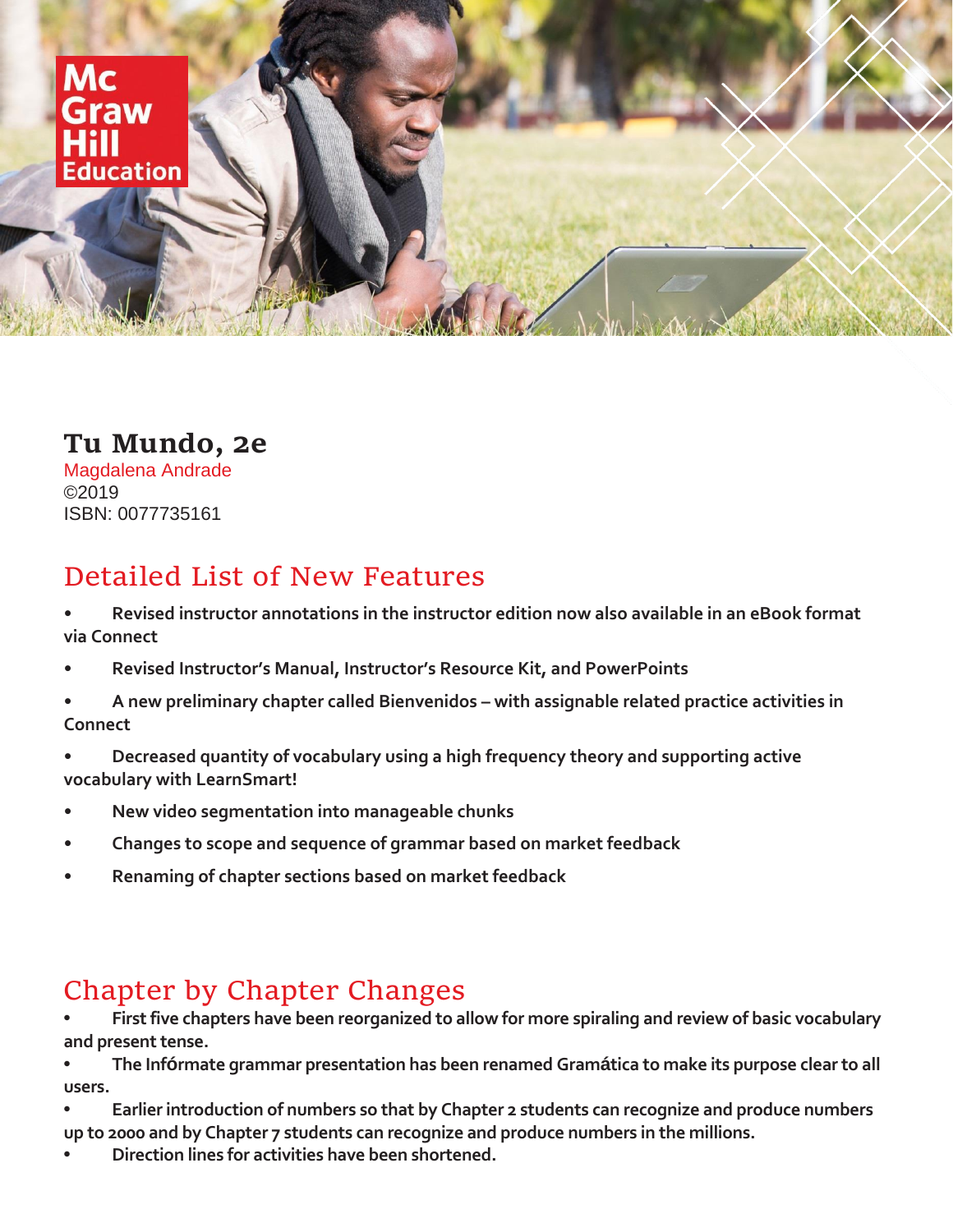# Tu Mundo, 2e

Magdalena Andrade
©2019
ISBN: 0077735161

## Detailed List of New Features

- **Revised instructor annotations in the instructor edition now also available in an eBook format via Connect**
- **Revised Instructor's Manual, Instructor's Resource Kit, and PowerPoints**
- **A new preliminary chapter called Bienvenidos – with assignable related practice activities in Connect**
- **Decreased quantity of vocabulary using a high frequency theory and supporting active vocabulary with LearnSmart!**
- **New video segmentation into manageable chunks**
- **Changes to scope and sequence of grammar based on market feedback**
- **Renaming of chapter sections based on market feedback**

## Chapter by Chapter Changes

- **First five chapters have been reorganized to allow for more spiraling and review of basic vocabulary and present tense.**
- **The Infórmate grammar presentation has been renamed Gramática to make its purpose clear to all users.**
- **Earlier introduction of numbers so that by Chapter 2 students can recognize and produce numbers up to 2000 and by Chapter 7 students can recognize and produce numbers in the millions.**
- **Direction lines for activities have been shortened.**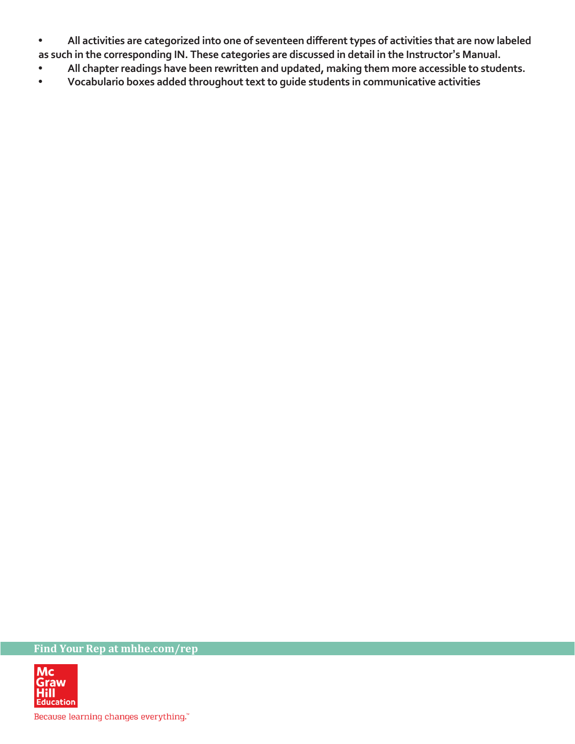- **All activities are categorized into one of seventeen different types of activities that are now labeled as such in the corresponding IN. These categories are discussed in detail in the Instructor's Manual.**
- **All chapter readings have been rewritten and updated, making them more accessible to students.**
- **Vocabulario boxes added throughout text to guide students in communicative activities**

**Find Your Rep at mhhe.com/rep**

Mc Graw Hill Education

Because learning changes everything.™